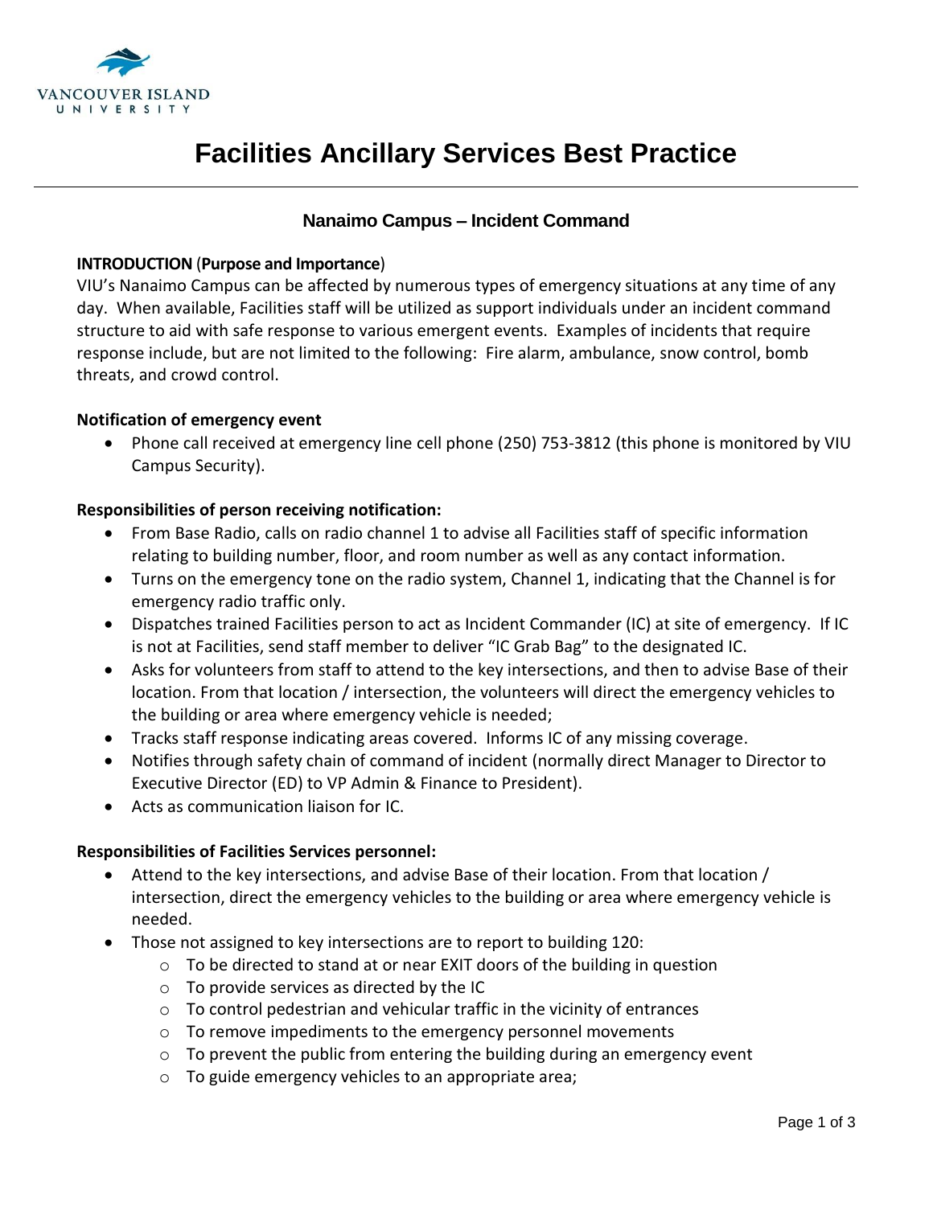# Facilities Ancillary Services Best Practice

## Nanaimo Campus – Incident Command

**INTRODUCTION** (**Purpose and Importance**)
VIU's Nanaimo Campus can be affected by numerous types of emergency situations at any time of any day. When available, Facilities staff will be utilized as support individuals under an incident command structure to aid with safe response to various emergent events. Examples of incidents that require response include, but are not limited to the following: Fire alarm, ambulance, snow control, bomb threats, and crowd control.

**Notification of emergency event**

- Phone call received at emergency line cell phone (250) 753-3812 (this phone is monitored by VIU Campus Security).

**Responsibilities of person receiving notification:**

- From Base Radio, calls on radio channel 1 to advise all Facilities staff of specific information relating to building number, floor, and room number as well as any contact information.
- Turns on the emergency tone on the radio system, Channel 1, indicating that the Channel is for emergency radio traffic only.
- Dispatches trained Facilities person to act as Incident Commander (IC) at site of emergency. If IC is not at Facilities, send staff member to deliver "IC Grab Bag" to the designated IC.
- Asks for volunteers from staff to attend to the key intersections, and then to advise Base of their location. From that location / intersection, the volunteers will direct the emergency vehicles to the building or area where emergency vehicle is needed;
- Tracks staff response indicating areas covered. Informs IC of any missing coverage.
- Notifies through safety chain of command of incident (normally direct Manager to Director to Executive Director (ED) to VP Admin & Finance to President).
- Acts as communication liaison for IC.

**Responsibilities of Facilities Services personnel:**

- Attend to the key intersections, and advise Base of their location. From that location / intersection, direct the emergency vehicles to the building or area where emergency vehicle is needed.
- Those not assigned to key intersections are to report to building 120:
  - To be directed to stand at or near EXIT doors of the building in question
  - To provide services as directed by the IC
  - To control pedestrian and vehicular traffic in the vicinity of entrances
  - To remove impediments to the emergency personnel movements
  - To prevent the public from entering the building during an emergency event
  - To guide emergency vehicles to an appropriate area;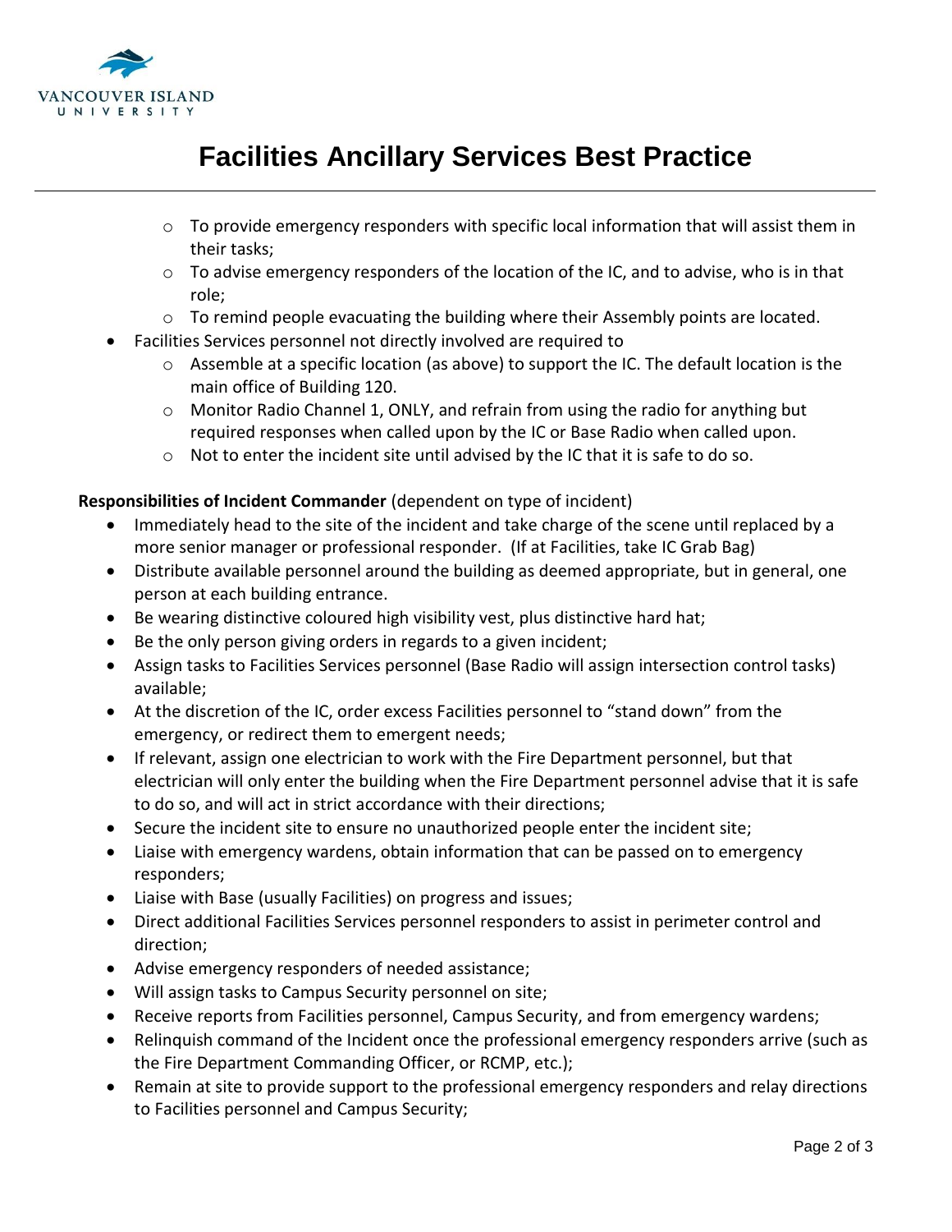- To provide emergency responders with specific local information that will assist them in their tasks;
    - To advise emergency responders of the location of the IC, and to advise, who is in that role;
    - To remind people evacuating the building where their Assembly points are located.
- Facilities Services personnel not directly involved are required to
    - Assemble at a specific location (as above) to support the IC. The default location is the main office of Building 120.
    - Monitor Radio Channel 1, ONLY, and refrain from using the radio for anything but required responses when called upon by the IC or Base Radio when called upon.
    - Not to enter the incident site until advised by the IC that it is safe to do so.

**Responsibilities of Incident Commander** (dependent on type of incident)

- Immediately head to the site of the incident and take charge of the scene until replaced by a more senior manager or professional responder. (If at Facilities, take IC Grab Bag)
- Distribute available personnel around the building as deemed appropriate, but in general, one person at each building entrance.
- Be wearing distinctive coloured high visibility vest, plus distinctive hard hat;
- Be the only person giving orders in regards to a given incident;
- Assign tasks to Facilities Services personnel (Base Radio will assign intersection control tasks) available;
- At the discretion of the IC, order excess Facilities personnel to "stand down" from the emergency, or redirect them to emergent needs;
- If relevant, assign one electrician to work with the Fire Department personnel, but that electrician will only enter the building when the Fire Department personnel advise that it is safe to do so, and will act in strict accordance with their directions;
- Secure the incident site to ensure no unauthorized people enter the incident site;
- Liaise with emergency wardens, obtain information that can be passed on to emergency responders;
- Liaise with Base (usually Facilities) on progress and issues;
- Direct additional Facilities Services personnel responders to assist in perimeter control and direction;
- Advise emergency responders of needed assistance;
- Will assign tasks to Campus Security personnel on site;
- Receive reports from Facilities personnel, Campus Security, and from emergency wardens;
- Relinquish command of the Incident once the professional emergency responders arrive (such as the Fire Department Commanding Officer, or RCMP, etc.);
- Remain at site to provide support to the professional emergency responders and relay directions to Facilities personnel and Campus Security;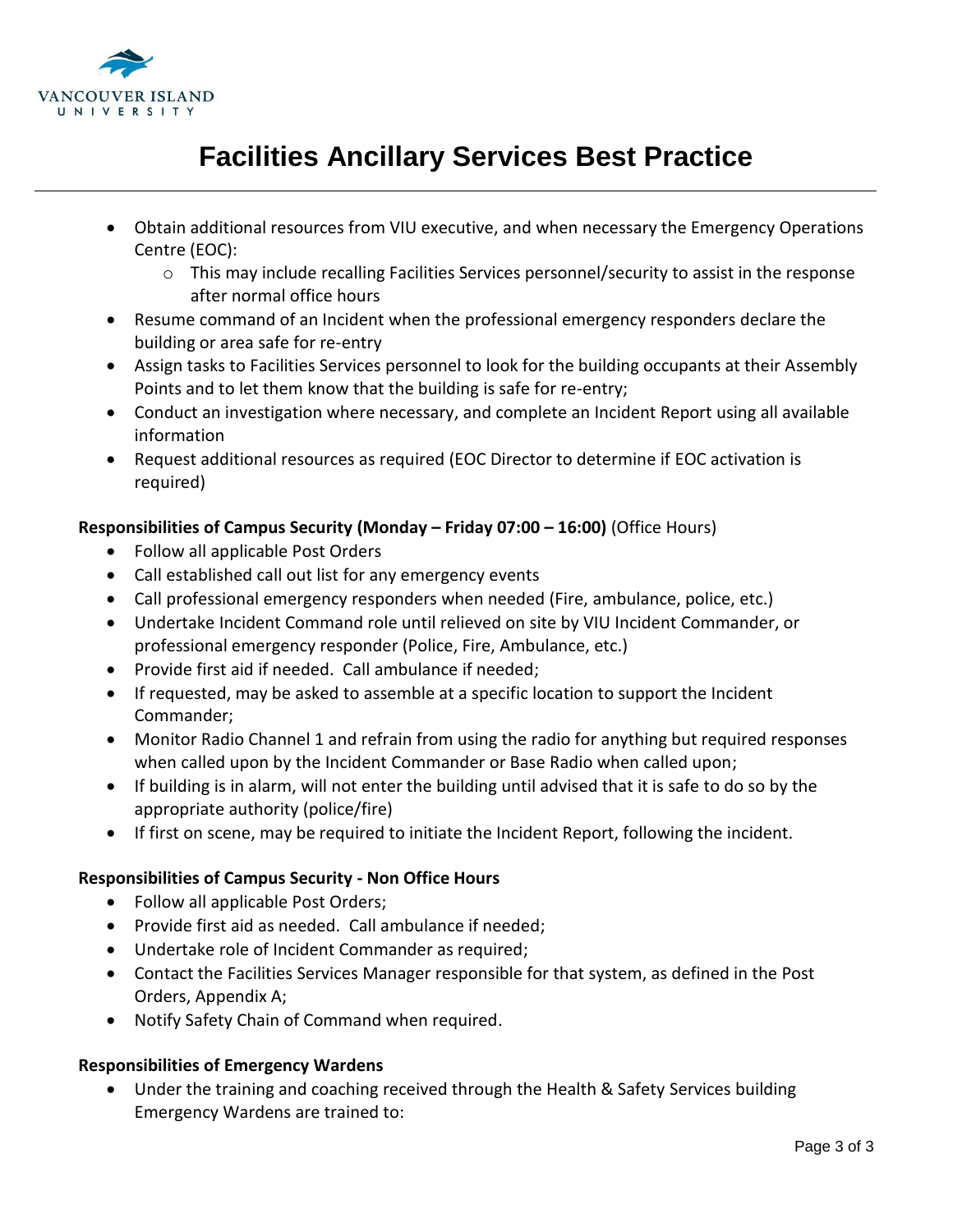- Obtain additional resources from VIU executive, and when necessary the Emergency Operations Centre (EOC):
  - This may include recalling Facilities Services personnel/security to assist in the response after normal office hours
- Resume command of an Incident when the professional emergency responders declare the building or area safe for re-entry
- Assign tasks to Facilities Services personnel to look for the building occupants at their Assembly Points and to let them know that the building is safe for re-entry;
- Conduct an investigation where necessary, and complete an Incident Report using all available information
- Request additional resources as required (EOC Director to determine if EOC activation is required)

**Responsibilities of Campus Security (Monday – Friday 07:00 – 16:00)** (Office Hours)

- Follow all applicable Post Orders
- Call established call out list for any emergency events
- Call professional emergency responders when needed (Fire, ambulance, police, etc.)
- Undertake Incident Command role until relieved on site by VIU Incident Commander, or professional emergency responder (Police, Fire, Ambulance, etc.)
- Provide first aid if needed. Call ambulance if needed;
- If requested, may be asked to assemble at a specific location to support the Incident Commander;
- Monitor Radio Channel 1 and refrain from using the radio for anything but required responses when called upon by the Incident Commander or Base Radio when called upon;
- If building is in alarm, will not enter the building until advised that it is safe to do so by the appropriate authority (police/fire)
- If first on scene, may be required to initiate the Incident Report, following the incident.

**Responsibilities of Campus Security - Non Office Hours**

- Follow all applicable Post Orders;
- Provide first aid as needed. Call ambulance if needed;
- Undertake role of Incident Commander as required;
- Contact the Facilities Services Manager responsible for that system, as defined in the Post Orders, Appendix A;
- Notify Safety Chain of Command when required.

**Responsibilities of Emergency Wardens**

- Under the training and coaching received through the Health & Safety Services building Emergency Wardens are trained to: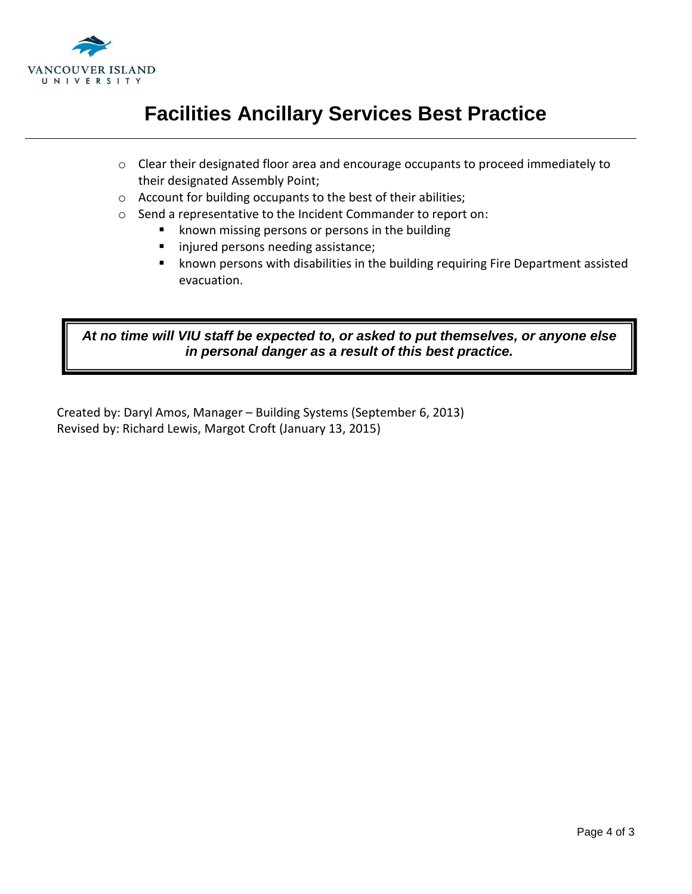- Clear their designated floor area and encourage occupants to proceed immediately to their designated Assembly Point;
- Account for building occupants to the best of their abilities;
- Send a representative to the Incident Commander to report on:
  - known missing persons or persons in the building
  - injured persons needing assistance;
  - known persons with disabilities in the building requiring Fire Department assisted evacuation.

***At no time will VIU staff be expected to, or asked to put themselves, or anyone else in personal danger as a result of this best practice.***

Created by: Daryl Amos, Manager – Building Systems (September 6, 2013)
Revised by: Richard Lewis, Margot Croft (January 13, 2015)